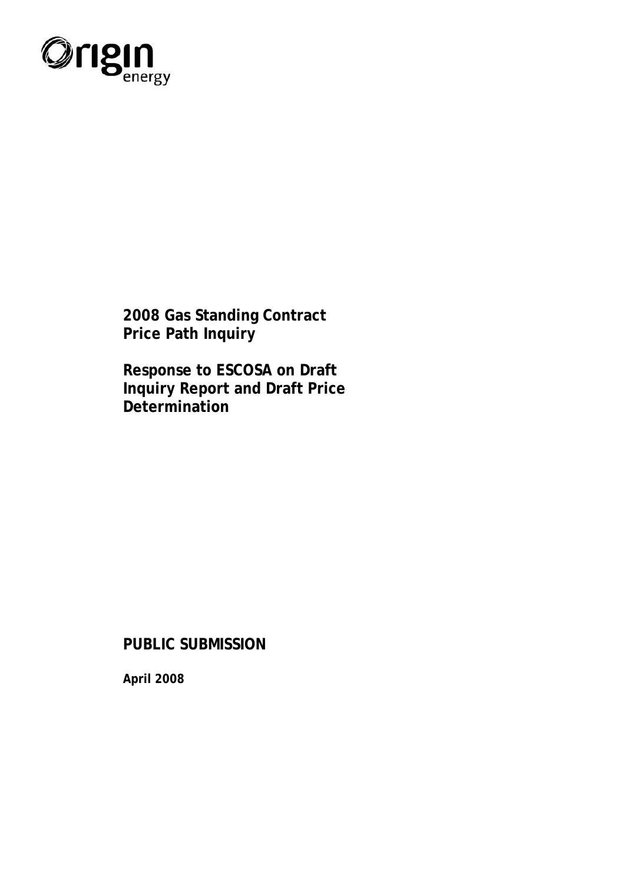Origin energy

**2008 Gas Standing Contract Price Path Inquiry**

**Response to ESCOSA on Draft Inquiry Report and Draft Price Determination**

**PUBLIC SUBMISSION**

**April 2008**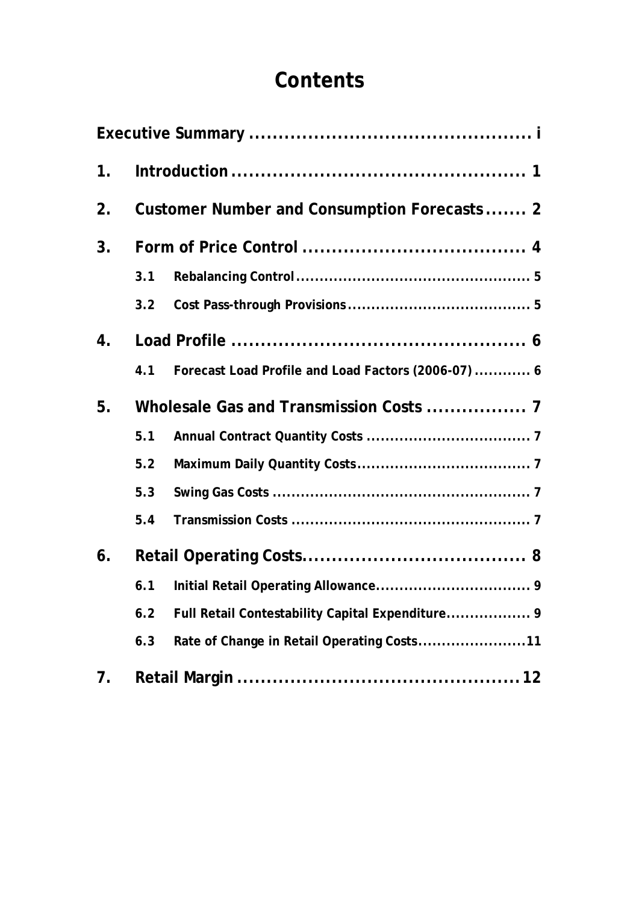# Contents

**Executive Summary ............................................... i**

**1. Introduction ............................................... 1**

**2. Customer Number and Consumption Forecasts ....... 2**

**3. Form of Price Control ...................................... 4**

- 3.1 Rebalancing Control ............................................... 5
- 3.2 Cost Pass-through Provisions ..................................... 5

**4. Load Profile ............................................... 6**

- 4.1 Forecast Load Profile and Load Factors (2006-07) ............ 6

**5. Wholesale Gas and Transmission Costs ................. 7**

- 5.1 Annual Contract Quantity Costs .................................. 7
- 5.2 Maximum Daily Quantity Costs .................................... 7
- 5.3 Swing Gas Costs ....................................................... 7
- 5.4 Transmission Costs .................................................. 7

**6. Retail Operating Costs ...................................... 8**

- 6.1 Initial Retail Operating Allowance ................................ 9
- 6.2 Full Retail Contestability Capital Expenditure .................. 9
- 6.3 Rate of Change in Retail Operating Costs ....................... 11

**7. Retail Margin ............................................... 12**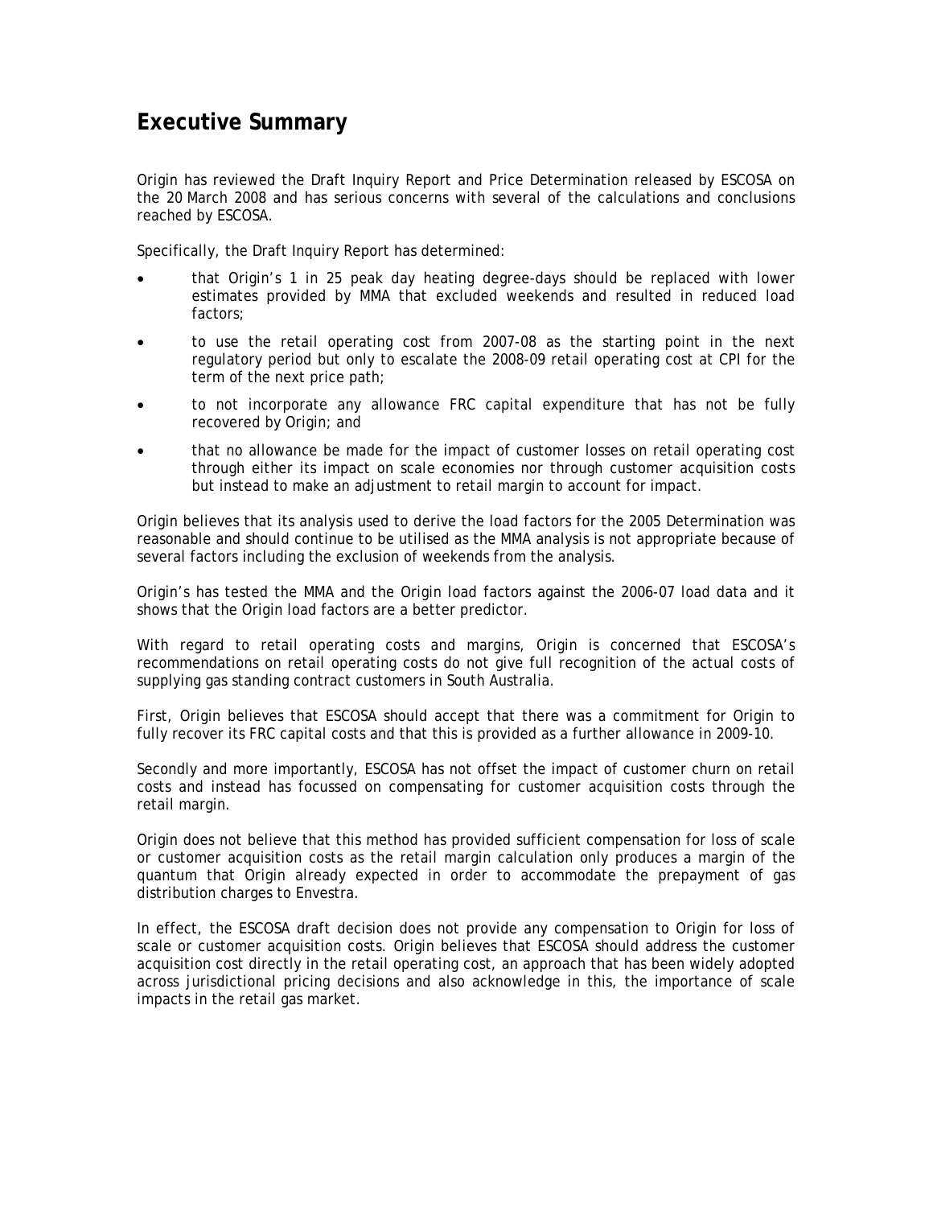## Executive Summary

Origin has reviewed the Draft Inquiry Report and Price Determination released by ESCOSA on the 20 March 2008 and has serious concerns with several of the calculations and conclusions reached by ESCOSA.

Specifically, the Draft Inquiry Report has determined:

- that Origin's 1 in 25 peak day heating degree-days should be replaced with lower estimates provided by MMA that excluded weekends and resulted in reduced load factors;
- to use the retail operating cost from 2007-08 as the starting point in the next regulatory period but only to escalate the 2008-09 retail operating cost at CPI for the term of the next price path;
- to not incorporate any allowance FRC capital expenditure that has not be fully recovered by Origin; and
- that no allowance be made for the impact of customer losses on retail operating cost through either its impact on scale economies nor through customer acquisition costs but instead to make an adjustment to retail margin to account for impact.

Origin believes that its analysis used to derive the load factors for the 2005 Determination was reasonable and should continue to be utilised as the MMA analysis is not appropriate because of several factors including the exclusion of weekends from the analysis.

Origin's has tested the MMA and the Origin load factors against the 2006-07 load data and it shows that the Origin load factors are a better predictor.

With regard to retail operating costs and margins, Origin is concerned that ESCOSA's recommendations on retail operating costs do not give full recognition of the actual costs of supplying gas standing contract customers in South Australia.

First, Origin believes that ESCOSA should accept that there was a commitment for Origin to fully recover its FRC capital costs and that this is provided as a further allowance in 2009-10.

Secondly and more importantly, ESCOSA has not offset the impact of customer churn on retail costs and instead has focussed on compensating for customer acquisition costs through the retail margin.

Origin does not believe that this method has provided sufficient compensation for loss of scale or customer acquisition costs as the retail margin calculation only produces a margin of the quantum that Origin already expected in order to accommodate the prepayment of gas distribution charges to Envestra.

In effect, the ESCOSA draft decision does not provide any compensation to Origin for loss of scale or customer acquisition costs. Origin believes that ESCOSA should address the customer acquisition cost directly in the retail operating cost, an approach that has been widely adopted across jurisdictional pricing decisions and also acknowledge in this, the importance of scale impacts in the retail gas market.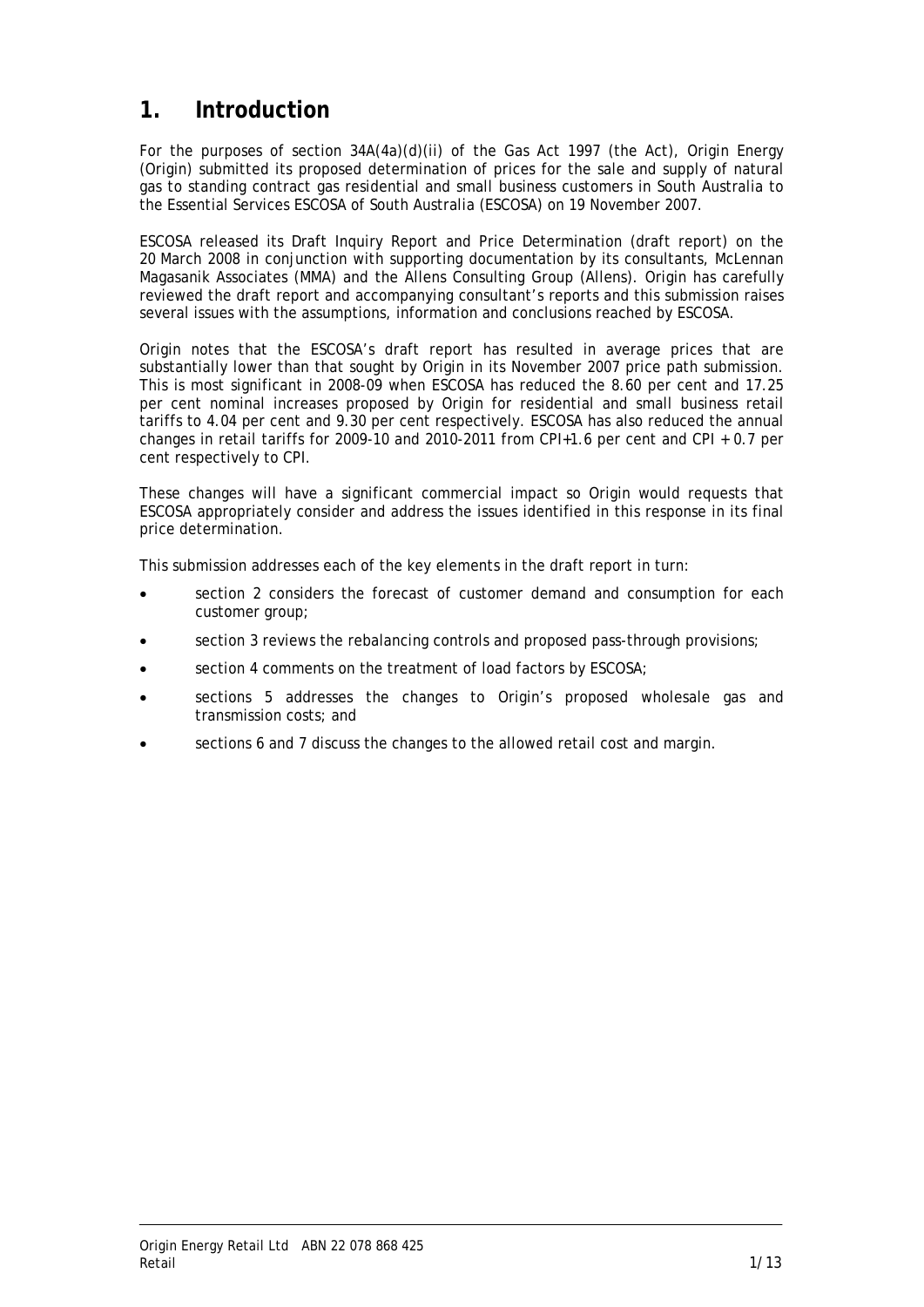# 1. Introduction

For the purposes of section 34A(4a)(d)(ii) of the Gas Act 1997 (the Act), Origin Energy (Origin) submitted its proposed determination of prices for the sale and supply of natural gas to standing contract gas residential and small business customers in South Australia to the Essential Services ESCOSA of South Australia (ESCOSA) on 19 November 2007.

ESCOSA released its Draft Inquiry Report and Price Determination (draft report) on the 20 March 2008 in conjunction with supporting documentation by its consultants, McLennan Magasanik Associates (MMA) and the Allens Consulting Group (Allens). Origin has carefully reviewed the draft report and accompanying consultant's reports and this submission raises several issues with the assumptions, information and conclusions reached by ESCOSA.

Origin notes that the ESCOSA's draft report has resulted in average prices that are substantially lower than that sought by Origin in its November 2007 price path submission. This is most significant in 2008-09 when ESCOSA has reduced the 8.60 per cent and 17.25 per cent nominal increases proposed by Origin for residential and small business retail tariffs to 4.04 per cent and 9.30 per cent respectively. ESCOSA has also reduced the annual changes in retail tariffs for 2009-10 and 2010-2011 from CPI+1.6 per cent and CPI + 0.7 per cent respectively to CPI.

These changes will have a significant commercial impact so Origin would requests that ESCOSA appropriately consider and address the issues identified in this response in its final price determination.

This submission addresses each of the key elements in the draft report in turn:

- section 2 considers the forecast of customer demand and consumption for each customer group;
- section 3 reviews the rebalancing controls and proposed pass-through provisions;
- section 4 comments on the treatment of load factors by ESCOSA;
- sections 5 addresses the changes to Origin's proposed wholesale gas and transmission costs; and
- sections 6 and 7 discuss the changes to the allowed retail cost and margin.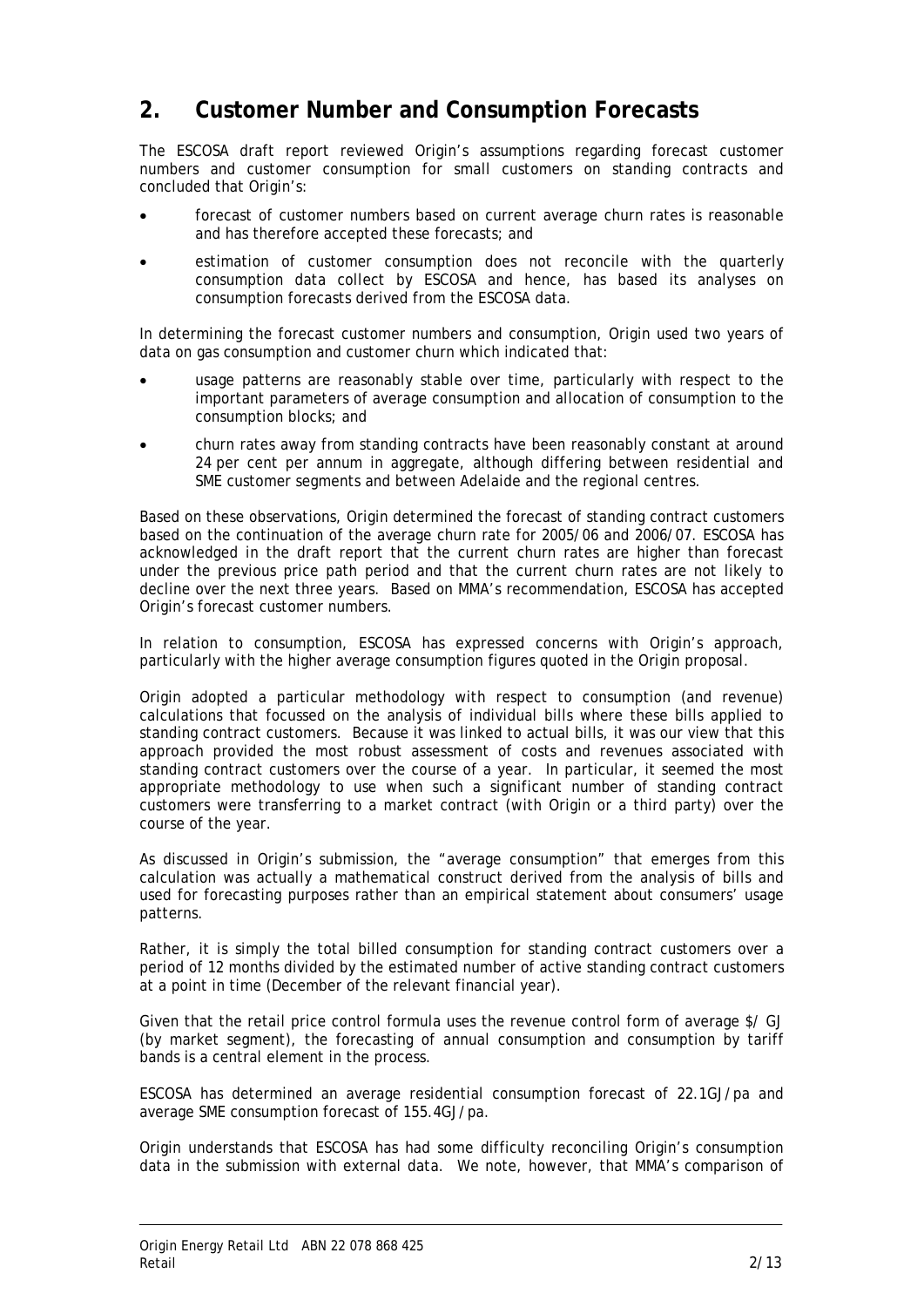## 2. Customer Number and Consumption Forecasts

The ESCOSA draft report reviewed Origin's assumptions regarding forecast customer numbers and customer consumption for small customers on standing contracts and concluded that Origin's:

- forecast of customer numbers based on current average churn rates is reasonable and has therefore accepted these forecasts; and
- estimation of customer consumption does not reconcile with the quarterly consumption data collect by ESCOSA and hence, has based its analyses on consumption forecasts derived from the ESCOSA data.

In determining the forecast customer numbers and consumption, Origin used two years of data on gas consumption and customer churn which indicated that:

- usage patterns are reasonably stable over time, particularly with respect to the important parameters of average consumption and allocation of consumption to the consumption blocks; and
- churn rates away from standing contracts have been reasonably constant at around 24 per cent per annum in aggregate, although differing between residential and SME customer segments and between Adelaide and the regional centres.

Based on these observations, Origin determined the forecast of standing contract customers based on the continuation of the average churn rate for 2005/06 and 2006/07. ESCOSA has acknowledged in the draft report that the current churn rates are higher than forecast under the previous price path period and that the current churn rates are not likely to decline over the next three years. Based on MMA's recommendation, ESCOSA has accepted Origin's forecast customer numbers.

In relation to consumption, ESCOSA has expressed concerns with Origin's approach, particularly with the higher average consumption figures quoted in the Origin proposal.

Origin adopted a particular methodology with respect to consumption (and revenue) calculations that focussed on the analysis of individual bills where these bills applied to standing contract customers. Because it was linked to actual bills, it was our view that this approach provided the most robust assessment of costs and revenues associated with standing contract customers over the course of a year. In particular, it seemed the most appropriate methodology to use when such a significant number of standing contract customers were transferring to a market contract (with Origin or a third party) over the course of the year.

As discussed in Origin's submission, the "average consumption" that emerges from this calculation was actually a mathematical construct derived from the analysis of bills and used for forecasting purposes rather than an empirical statement about consumers' usage patterns.

Rather, it is simply the total billed consumption for standing contract customers over a period of 12 months divided by the estimated number of active standing contract customers at a point in time (December of the relevant financial year).

Given that the retail price control formula uses the revenue control form of average $/ GJ (by market segment), the forecasting of annual consumption and consumption by tariff bands is a central element in the process.

ESCOSA has determined an average residential consumption forecast of 22.1GJ/pa and average SME consumption forecast of 155.4GJ/pa.

Origin understands that ESCOSA has had some difficulty reconciling Origin's consumption data in the submission with external data. We note, however, that MMA's comparison of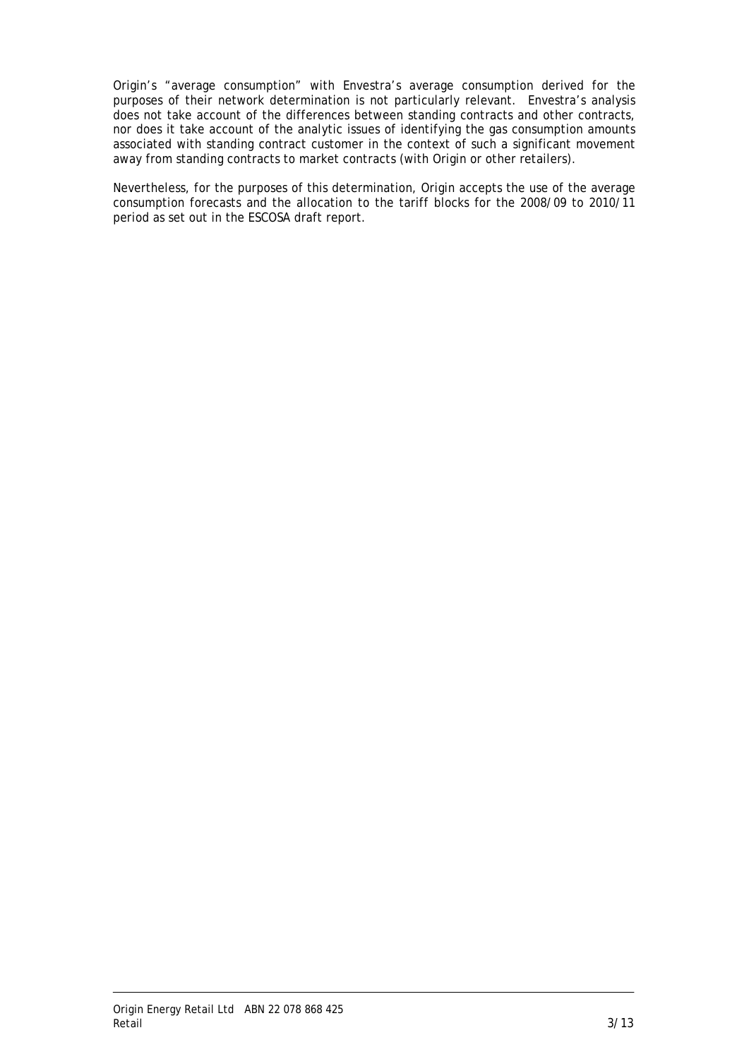Origin's "average consumption" with Envestra's average consumption derived for the purposes of their network determination is not particularly relevant. Envestra's analysis does not take account of the differences between standing contracts and other contracts, nor does it take account of the analytic issues of identifying the gas consumption amounts associated with standing contract customer in the context of such a significant movement away from standing contracts to market contracts (with Origin or other retailers).

Nevertheless, for the purposes of this determination, Origin accepts the use of the average consumption forecasts and the allocation to the tariff blocks for the 2008/09 to 2010/11 period as set out in the ESCOSA draft report.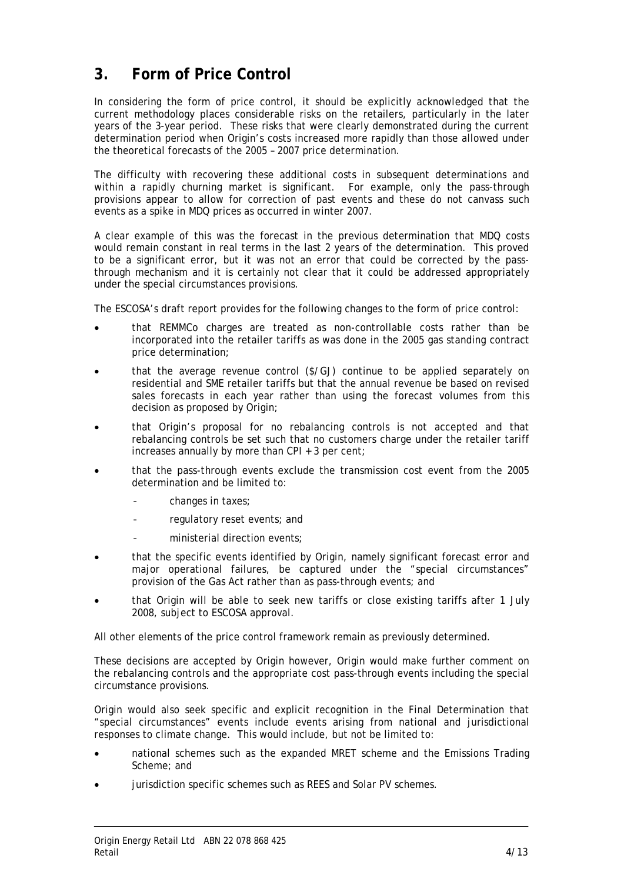## 3. Form of Price Control

In considering the form of price control, it should be explicitly acknowledged that the current methodology places considerable risks on the retailers, particularly in the later years of the 3-year period. These risks that were clearly demonstrated during the current determination period when Origin's costs increased more rapidly than those allowed under the theoretical forecasts of the 2005 – 2007 price determination.

The difficulty with recovering these additional costs in subsequent determinations and within a rapidly churning market is significant. For example, only the pass-through provisions appear to allow for correction of past events and these do not canvass such events as a spike in MDQ prices as occurred in winter 2007.

A clear example of this was the forecast in the previous determination that MDQ costs would remain constant in real terms in the last 2 years of the determination. This proved to be a significant error, but it was not an error that could be corrected by the pass-through mechanism and it is certainly not clear that it could be addressed appropriately under the special circumstances provisions.

The ESCOSA's draft report provides for the following changes to the form of price control:

- that REMMCo charges are treated as non-controllable costs rather than be incorporated into the retailer tariffs as was done in the 2005 gas standing contract price determination;
- that the average revenue control ($/GJ) continue to be applied separately on residential and SME retailer tariffs but that the annual revenue be based on revised sales forecasts in each year rather than using the forecast volumes from this decision as proposed by Origin;
- that Origin's proposal for no rebalancing controls is not accepted and that rebalancing controls be set such that no customers charge under the retailer tariff increases annually by more than CPI + 3 per cent;
- that the pass-through events exclude the transmission cost event from the 2005 determination and be limited to:
  - changes in taxes;
  - regulatory reset events; and
  - ministerial direction events;
- that the specific events identified by Origin, namely significant forecast error and major operational failures, be captured under the "special circumstances" provision of the Gas Act rather than as pass-through events; and
- that Origin will be able to seek new tariffs or close existing tariffs after 1 July 2008, subject to ESCOSA approval.

All other elements of the price control framework remain as previously determined.

These decisions are accepted by Origin however, Origin would make further comment on the rebalancing controls and the appropriate cost pass-through events including the special circumstance provisions.

Origin would also seek specific and explicit recognition in the Final Determination that "special circumstances" events include events arising from national and jurisdictional responses to climate change. This would include, but not be limited to:

- national schemes such as the expanded MRET scheme and the Emissions Trading Scheme; and
- jurisdiction specific schemes such as REES and Solar PV schemes.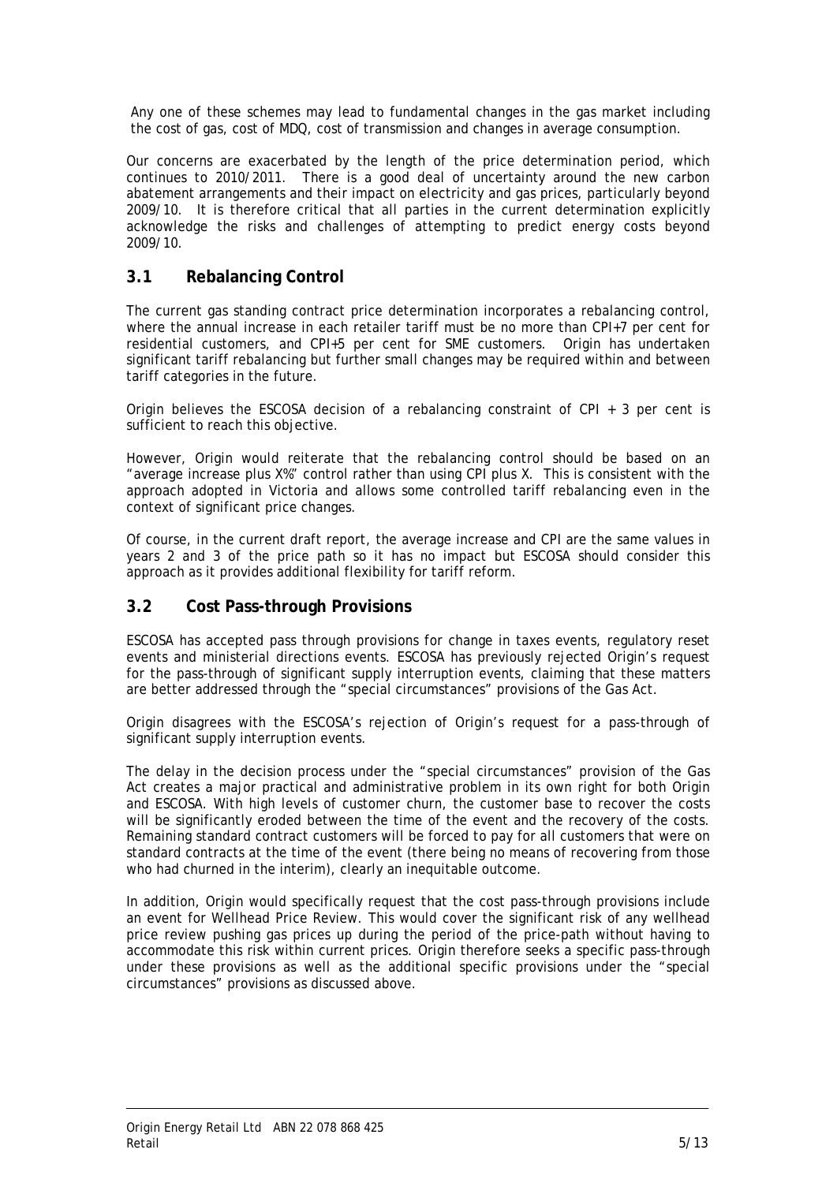Any one of these schemes may lead to fundamental changes in the gas market including the cost of gas, cost of MDQ, cost of transmission and changes in average consumption.

Our concerns are exacerbated by the length of the price determination period, which continues to 2010/2011. There is a good deal of uncertainty around the new carbon abatement arrangements and their impact on electricity and gas prices, particularly beyond 2009/10. It is therefore critical that all parties in the current determination explicitly acknowledge the risks and challenges of attempting to predict energy costs beyond 2009/10.

## 3.1 Rebalancing Control

The current gas standing contract price determination incorporates a rebalancing control, where the annual increase in each retailer tariff must be no more than CPI+7 per cent for residential customers, and CPI+5 per cent for SME customers. Origin has undertaken significant tariff rebalancing but further small changes may be required within and between tariff categories in the future.

Origin believes the ESCOSA decision of a rebalancing constraint of CPI + 3 per cent is sufficient to reach this objective.

However, Origin would reiterate that the rebalancing control should be based on an "average increase plus X%" control rather than using CPI plus X. This is consistent with the approach adopted in Victoria and allows some controlled tariff rebalancing even in the context of significant price changes.

Of course, in the current draft report, the average increase and CPI are the same values in years 2 and 3 of the price path so it has no impact but ESCOSA should consider this approach as it provides additional flexibility for tariff reform.

## 3.2 Cost Pass-through Provisions

ESCOSA has accepted pass through provisions for change in taxes events, regulatory reset events and ministerial directions events. ESCOSA has previously rejected Origin's request for the pass-through of significant supply interruption events, claiming that these matters are better addressed through the "special circumstances" provisions of the Gas Act.

Origin disagrees with the ESCOSA's rejection of Origin's request for a pass-through of significant supply interruption events.

The delay in the decision process under the "special circumstances" provision of the Gas Act creates a major practical and administrative problem in its own right for both Origin and ESCOSA. With high levels of customer churn, the customer base to recover the costs will be significantly eroded between the time of the event and the recovery of the costs. Remaining standard contract customers will be forced to pay for all customers that were on standard contracts at the time of the event (there being no means of recovering from those who had churned in the interim), clearly an inequitable outcome.

In addition, Origin would specifically request that the cost pass-through provisions include an event for Wellhead Price Review. This would cover the significant risk of any wellhead price review pushing gas prices up during the period of the price-path without having to accommodate this risk within current prices. Origin therefore seeks a specific pass-through under these provisions as well as the additional specific provisions under the "special circumstances" provisions as discussed above.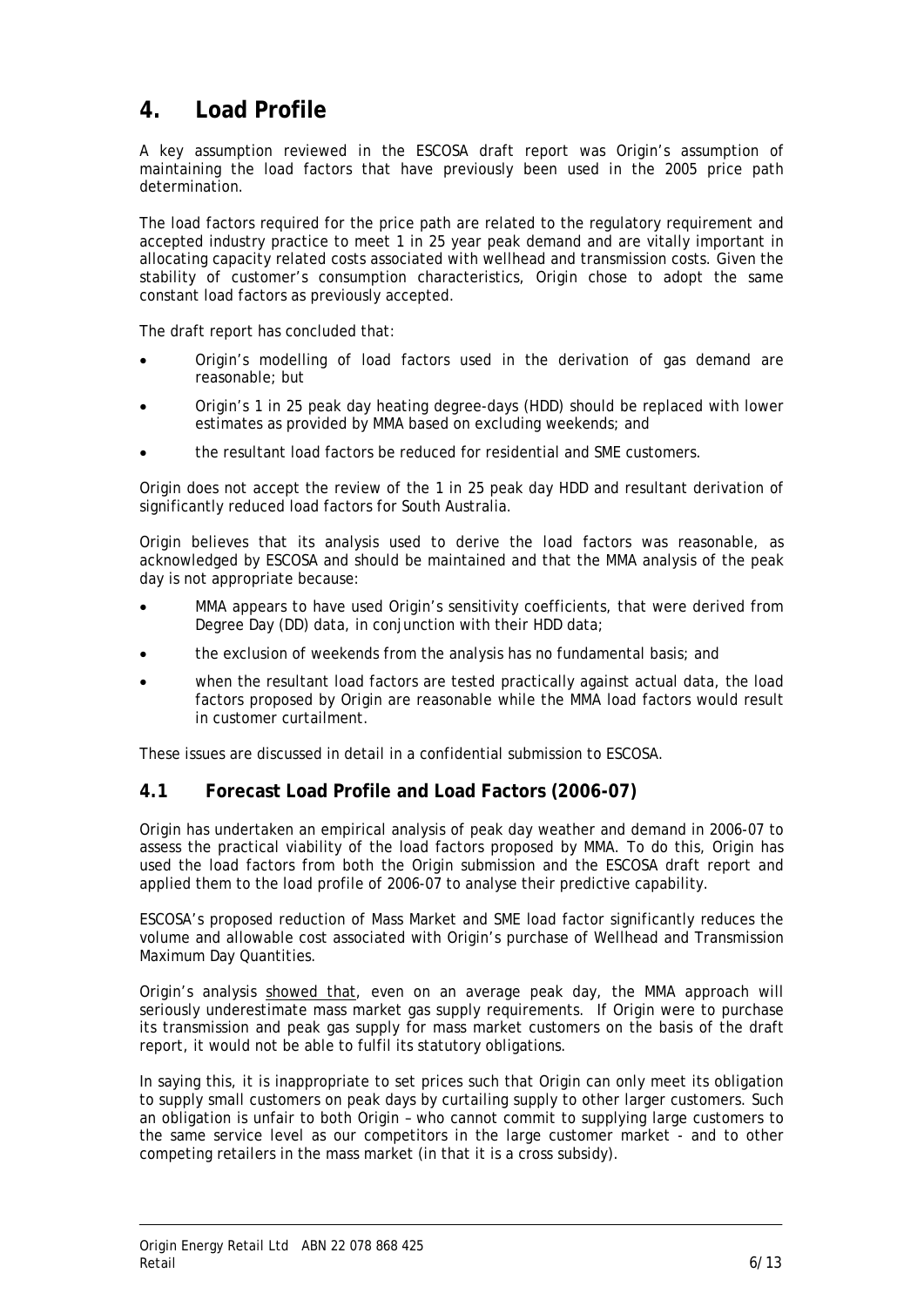# 4. Load Profile

A key assumption reviewed in the ESCOSA draft report was Origin's assumption of maintaining the load factors that have previously been used in the 2005 price path determination.

The load factors required for the price path are related to the regulatory requirement and accepted industry practice to meet 1 in 25 year peak demand and are vitally important in allocating capacity related costs associated with wellhead and transmission costs. Given the stability of customer's consumption characteristics, Origin chose to adopt the same constant load factors as previously accepted.

The draft report has concluded that:

- Origin's modelling of load factors used in the derivation of gas demand are reasonable; but
- Origin's 1 in 25 peak day heating degree-days (HDD) should be replaced with lower estimates as provided by MMA based on excluding weekends; and
- the resultant load factors be reduced for residential and SME customers.

Origin does not accept the review of the 1 in 25 peak day HDD and resultant derivation of significantly reduced load factors for South Australia.

Origin believes that its analysis used to derive the load factors was reasonable, as acknowledged by ESCOSA and should be maintained and that the MMA analysis of the peak day is not appropriate because:

- MMA appears to have used Origin's sensitivity coefficients, that were derived from Degree Day (DD) data, in conjunction with their HDD data;
- the exclusion of weekends from the analysis has no fundamental basis; and
- when the resultant load factors are tested practically against actual data, the load factors proposed by Origin are reasonable while the MMA load factors would result in customer curtailment.

These issues are discussed in detail in a confidential submission to ESCOSA.

## 4.1 Forecast Load Profile and Load Factors (2006-07)

Origin has undertaken an empirical analysis of peak day weather and demand in 2006-07 to assess the practical viability of the load factors proposed by MMA. To do this, Origin has used the load factors from both the Origin submission and the ESCOSA draft report and applied them to the load profile of 2006-07 to analyse their predictive capability.

ESCOSA's proposed reduction of Mass Market and SME load factor significantly reduces the volume and allowable cost associated with Origin's purchase of Wellhead and Transmission Maximum Day Quantities.

Origin's analysis showed that, even on an average peak day, the MMA approach will seriously underestimate mass market gas supply requirements. If Origin were to purchase its transmission and peak gas supply for mass market customers on the basis of the draft report, it would not be able to fulfil its statutory obligations.

In saying this, it is inappropriate to set prices such that Origin can only meet its obligation to supply small customers on peak days by curtailing supply to other larger customers. Such an obligation is unfair to both Origin – who cannot commit to supplying large customers to the same service level as our competitors in the large customer market - and to other competing retailers in the mass market (in that it is a cross subsidy).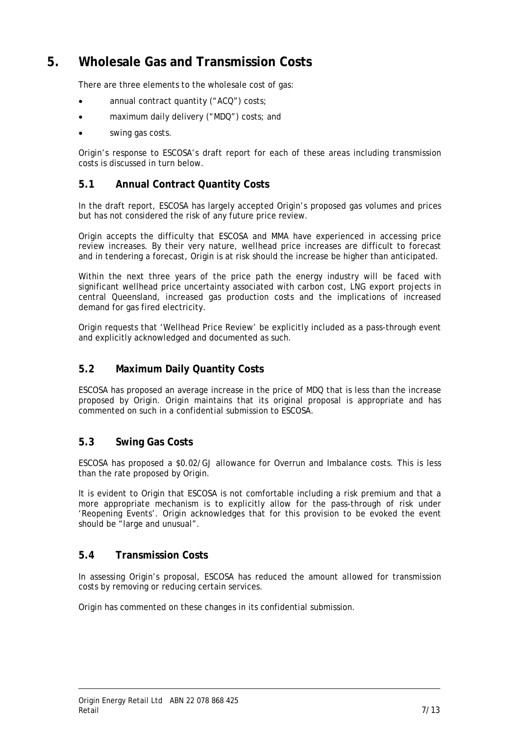# 5. Wholesale Gas and Transmission Costs

There are three elements to the wholesale cost of gas:

- annual contract quantity ("ACQ") costs;
- maximum daily delivery ("MDQ") costs; and
- swing gas costs.

Origin's response to ESCOSA's draft report for each of these areas including transmission costs is discussed in turn below.

## 5.1 Annual Contract Quantity Costs

In the draft report, ESCOSA has largely accepted Origin's proposed gas volumes and prices but has not considered the risk of any future price review.

Origin accepts the difficulty that ESCOSA and MMA have experienced in accessing price review increases. By their very nature, wellhead price increases are difficult to forecast and in tendering a forecast, Origin is at risk should the increase be higher than anticipated.

Within the next three years of the price path the energy industry will be faced with significant wellhead price uncertainty associated with carbon cost, LNG export projects in central Queensland, increased gas production costs and the implications of increased demand for gas fired electricity.

Origin requests that 'Wellhead Price Review' be explicitly included as a pass-through event and explicitly acknowledged and documented as such.

## 5.2 Maximum Daily Quantity Costs

ESCOSA has proposed an average increase in the price of MDQ that is less than the increase proposed by Origin. Origin maintains that its original proposal is appropriate and has commented on such in a confidential submission to ESCOSA.

## 5.3 Swing Gas Costs

ESCOSA has proposed a $0.02/GJ allowance for Overrun and Imbalance costs. This is less than the rate proposed by Origin.

It is evident to Origin that ESCOSA is not comfortable including a risk premium and that a more appropriate mechanism is to explicitly allow for the pass-through of risk under 'Reopening Events'. Origin acknowledges that for this provision to be evoked the event should be "large and unusual".

## 5.4 Transmission Costs

In assessing Origin's proposal, ESCOSA has reduced the amount allowed for transmission costs by removing or reducing certain services.

Origin has commented on these changes in its confidential submission.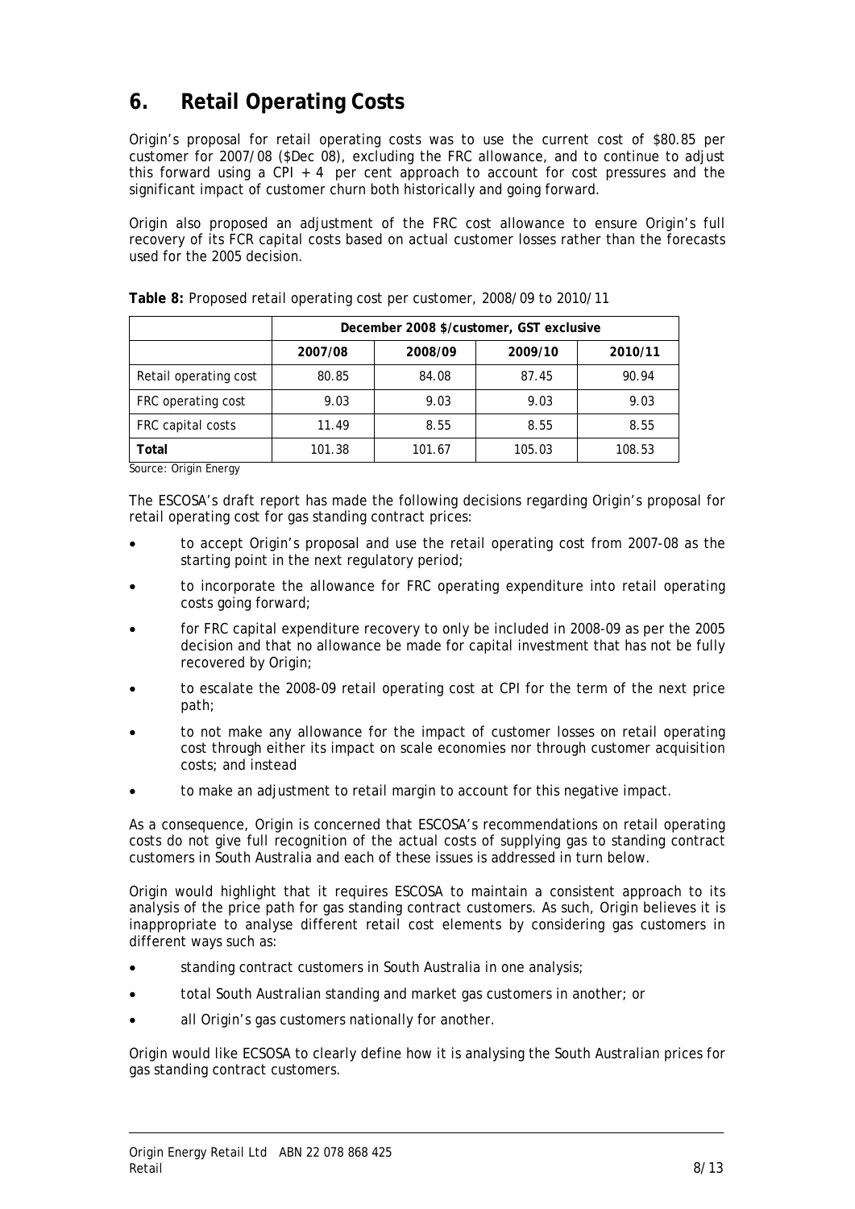## 6. Retail Operating Costs

Origin's proposal for retail operating costs was to use the current cost of $80.85 per customer for 2007/08 ($Dec 08), excluding the FRC allowance, and to continue to adjust this forward using a CPI + 4 per cent approach to account for cost pressures and the significant impact of customer churn both historically and going forward.

Origin also proposed an adjustment of the FRC cost allowance to ensure Origin's full recovery of its FCR capital costs based on actual customer losses rather than the forecasts used for the 2005 decision.

**Table 8:** Proposed retail operating cost per customer, 2008/09 to 2010/11

| | December 2008 $/customer, GST exclusive | | | |
|---|---|---|---|---|
| | 2007/08 | 2008/09 | 2009/10 | 2010/11 |
| Retail operating cost | 80.85 | 84.08 | 87.45 | 90.94 |
| FRC operating cost | 9.03 | 9.03 | 9.03 | 9.03 |
| FRC capital costs | 11.49 | 8.55 | 8.55 | 8.55 |
| **Total** | 101.38 | 101.67 | 105.03 | 108.53 |

Source: Origin Energy

The ESCOSA's draft report has made the following decisions regarding Origin's proposal for retail operating cost for gas standing contract prices:

- to accept Origin's proposal and use the retail operating cost from 2007-08 as the starting point in the next regulatory period;
- to incorporate the allowance for FRC operating expenditure into retail operating costs going forward;
- for FRC capital expenditure recovery to only be included in 2008-09 as per the 2005 decision and that no allowance be made for capital investment that has not be fully recovered by Origin;
- to escalate the 2008-09 retail operating cost at CPI for the term of the next price path;
- to not make any allowance for the impact of customer losses on retail operating cost through either its impact on scale economies nor through customer acquisition costs; and instead
- to make an adjustment to retail margin to account for this negative impact.

As a consequence, Origin is concerned that ESCOSA's recommendations on retail operating costs do not give full recognition of the actual costs of supplying gas to standing contract customers in South Australia and each of these issues is addressed in turn below.

Origin would highlight that it requires ESCOSA to maintain a consistent approach to its analysis of the price path for gas standing contract customers. As such, Origin believes it is inappropriate to analyse different retail cost elements by considering gas customers in different ways such as:

- standing contract customers in South Australia in one analysis;
- total South Australian standing and market gas customers in another; or
- all Origin's gas customers nationally for another.

Origin would like ECSOSA to clearly define how it is analysing the South Australian prices for gas standing contract customers.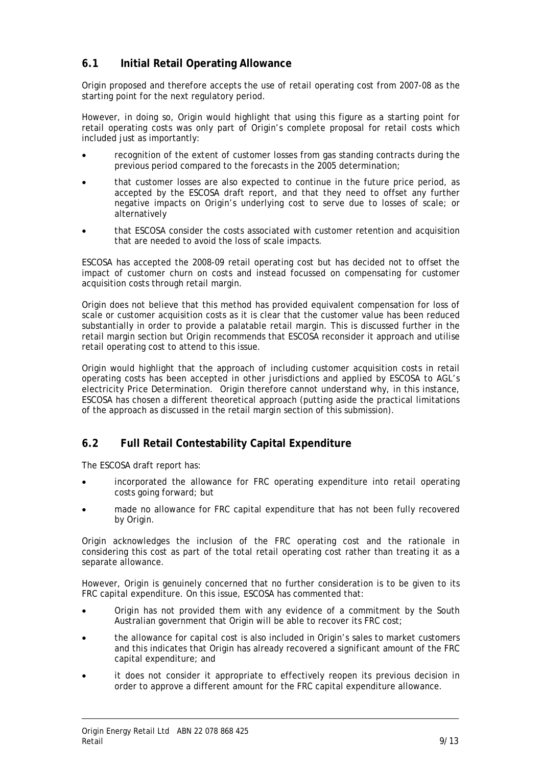## 6.1 Initial Retail Operating Allowance

Origin proposed and therefore accepts the use of retail operating cost from 2007-08 as the starting point for the next regulatory period.

However, in doing so, Origin would highlight that using this figure as a starting point for retail operating costs was only part of Origin's complete proposal for retail costs which included just as importantly:

- recognition of the extent of customer losses from gas standing contracts during the previous period compared to the forecasts in the 2005 determination;
- that customer losses are also expected to continue in the future price period, as accepted by the ESCOSA draft report, and that they need to offset any further negative impacts on Origin's underlying cost to serve due to losses of scale; or alternatively
- that ESCOSA consider the costs associated with customer retention and acquisition that are needed to avoid the loss of scale impacts.

ESCOSA has accepted the 2008-09 retail operating cost but has decided not to offset the impact of customer churn on costs and instead focussed on compensating for customer acquisition costs through retail margin.

Origin does not believe that this method has provided equivalent compensation for loss of scale or customer acquisition costs as it is clear that the customer value has been reduced substantially in order to provide a palatable retail margin. This is discussed further in the retail margin section but Origin recommends that ESCOSA reconsider it approach and utilise retail operating cost to attend to this issue.

Origin would highlight that the approach of including customer acquisition costs in retail operating costs has been accepted in other jurisdictions and applied by ESCOSA to AGL's electricity Price Determination. Origin therefore cannot understand why, in this instance, ESCOSA has chosen a different theoretical approach (putting aside the practical limitations of the approach as discussed in the retail margin section of this submission).

## 6.2 Full Retail Contestability Capital Expenditure

The ESCOSA draft report has:

- incorporated the allowance for FRC operating expenditure into retail operating costs going forward; but
- made no allowance for FRC capital expenditure that has not been fully recovered by Origin.

Origin acknowledges the inclusion of the FRC operating cost and the rationale in considering this cost as part of the total retail operating cost rather than treating it as a separate allowance.

However, Origin is genuinely concerned that no further consideration is to be given to its FRC capital expenditure. On this issue, ESCOSA has commented that:

- Origin has not provided them with any evidence of a commitment by the South Australian government that Origin will be able to recover its FRC cost;
- the allowance for capital cost is also included in Origin's sales to market customers and this indicates that Origin has already recovered a significant amount of the FRC capital expenditure; and
- it does not consider it appropriate to effectively reopen its previous decision in order to approve a different amount for the FRC capital expenditure allowance.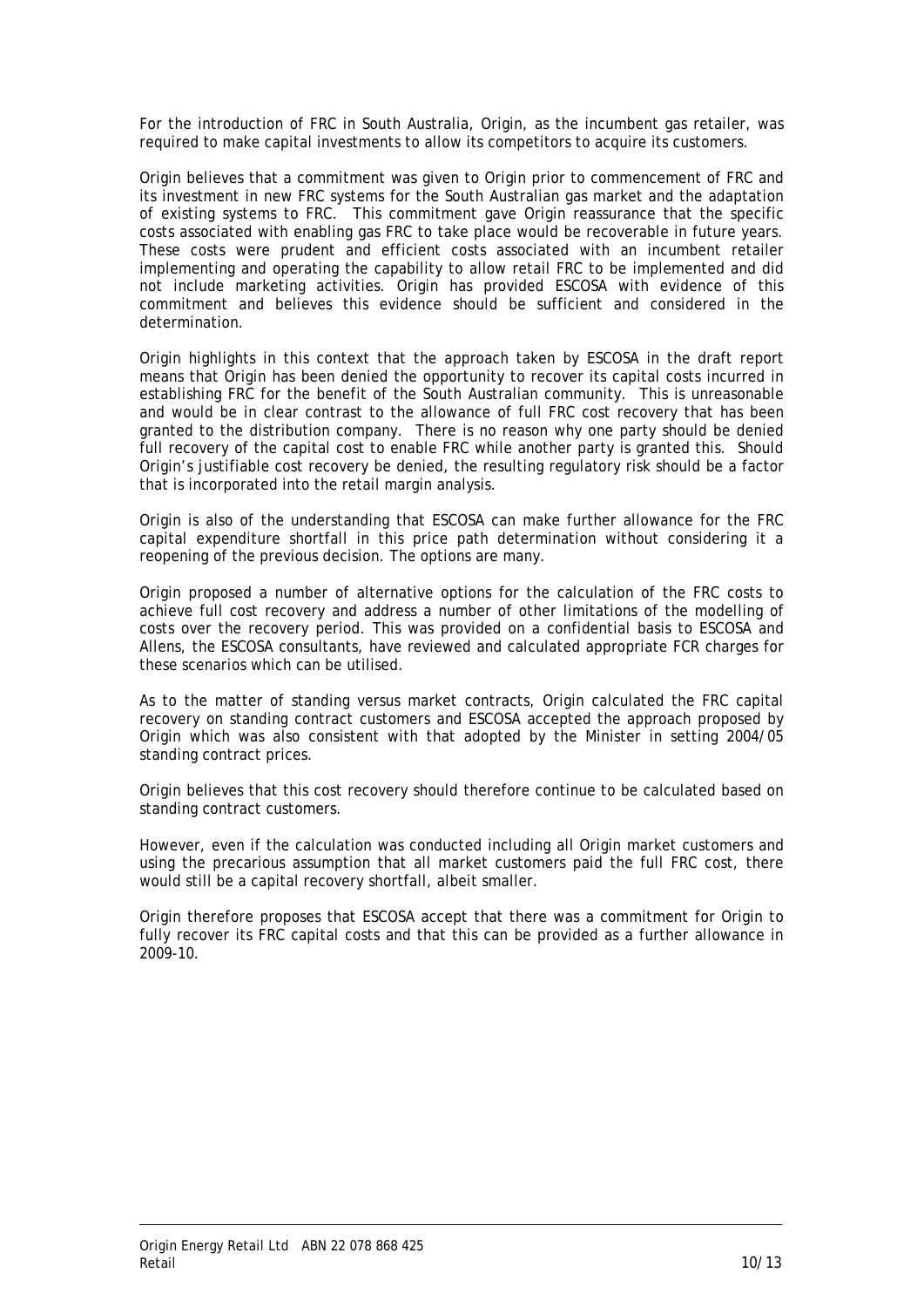For the introduction of FRC in South Australia, Origin, as the incumbent gas retailer, was required to make capital investments to allow its competitors to acquire its customers.

Origin believes that a commitment was given to Origin prior to commencement of FRC and its investment in new FRC systems for the South Australian gas market and the adaptation of existing systems to FRC. This commitment gave Origin reassurance that the specific costs associated with enabling gas FRC to take place would be recoverable in future years. These costs were prudent and efficient costs associated with an incumbent retailer implementing and operating the capability to allow retail FRC to be implemented and did not include marketing activities. Origin has provided ESCOSA with evidence of this commitment and believes this evidence should be sufficient and considered in the determination.

Origin highlights in this context that the approach taken by ESCOSA in the draft report means that Origin has been denied the opportunity to recover its capital costs incurred in establishing FRC for the benefit of the South Australian community. This is unreasonable and would be in clear contrast to the allowance of full FRC cost recovery that has been granted to the distribution company. There is no reason why one party should be denied full recovery of the capital cost to enable FRC while another party is granted this. Should Origin's justifiable cost recovery be denied, the resulting regulatory risk should be a factor that is incorporated into the retail margin analysis.

Origin is also of the understanding that ESCOSA can make further allowance for the FRC capital expenditure shortfall in this price path determination without considering it a reopening of the previous decision. The options are many.

Origin proposed a number of alternative options for the calculation of the FRC costs to achieve full cost recovery and address a number of other limitations of the modelling of costs over the recovery period. This was provided on a confidential basis to ESCOSA and Allens, the ESCOSA consultants, have reviewed and calculated appropriate FCR charges for these scenarios which can be utilised.

As to the matter of standing versus market contracts, Origin calculated the FRC capital recovery on standing contract customers and ESCOSA accepted the approach proposed by Origin which was also consistent with that adopted by the Minister in setting 2004/05 standing contract prices.

Origin believes that this cost recovery should therefore continue to be calculated based on standing contract customers.

However, even if the calculation was conducted including all Origin market customers and using the precarious assumption that all market customers paid the full FRC cost, there would still be a capital recovery shortfall, albeit smaller.

Origin therefore proposes that ESCOSA accept that there was a commitment for Origin to fully recover its FRC capital costs and that this can be provided as a further allowance in 2009-10.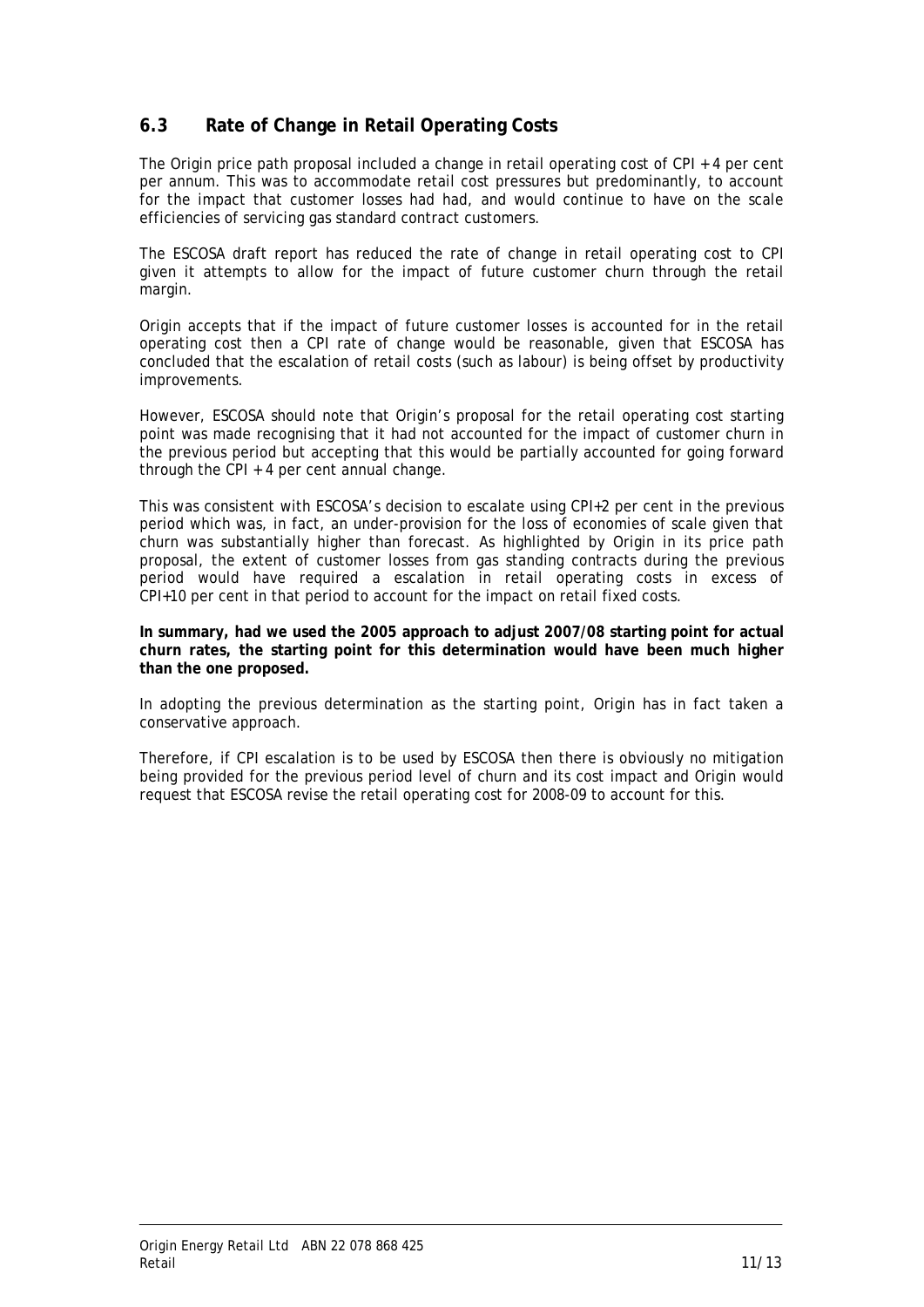## 6.3 Rate of Change in Retail Operating Costs

The Origin price path proposal included a change in retail operating cost of CPI + 4 per cent per annum. This was to accommodate retail cost pressures but predominantly, to account for the impact that customer losses had had, and would continue to have on the scale efficiencies of servicing gas standard contract customers.

The ESCOSA draft report has reduced the rate of change in retail operating cost to CPI given it attempts to allow for the impact of future customer churn through the retail margin.

Origin accepts that if the impact of future customer losses is accounted for in the retail operating cost then a CPI rate of change would be reasonable, given that ESCOSA has concluded that the escalation of retail costs (such as labour) is being offset by productivity improvements.

However, ESCOSA should note that Origin's proposal for the retail operating cost starting point was made recognising that it had not accounted for the impact of customer churn in the previous period but accepting that this would be partially accounted for going forward through the CPI + 4 per cent annual change.

This was consistent with ESCOSA's decision to escalate using CPI+2 per cent in the previous period which was, in fact, an under-provision for the loss of economies of scale given that churn was substantially higher than forecast. As highlighted by Origin in its price path proposal, the extent of customer losses from gas standing contracts during the previous period would have required a escalation in retail operating costs in excess of CPI+10 per cent in that period to account for the impact on retail fixed costs.

**In summary, had we used the 2005 approach to adjust 2007/08 starting point for actual churn rates, the starting point for this determination would have been much higher than the one proposed.**

In adopting the previous determination as the starting point, Origin has in fact taken a conservative approach.

Therefore, if CPI escalation is to be used by ESCOSA then there is obviously no mitigation being provided for the previous period level of churn and its cost impact and Origin would request that ESCOSA revise the retail operating cost for 2008-09 to account for this.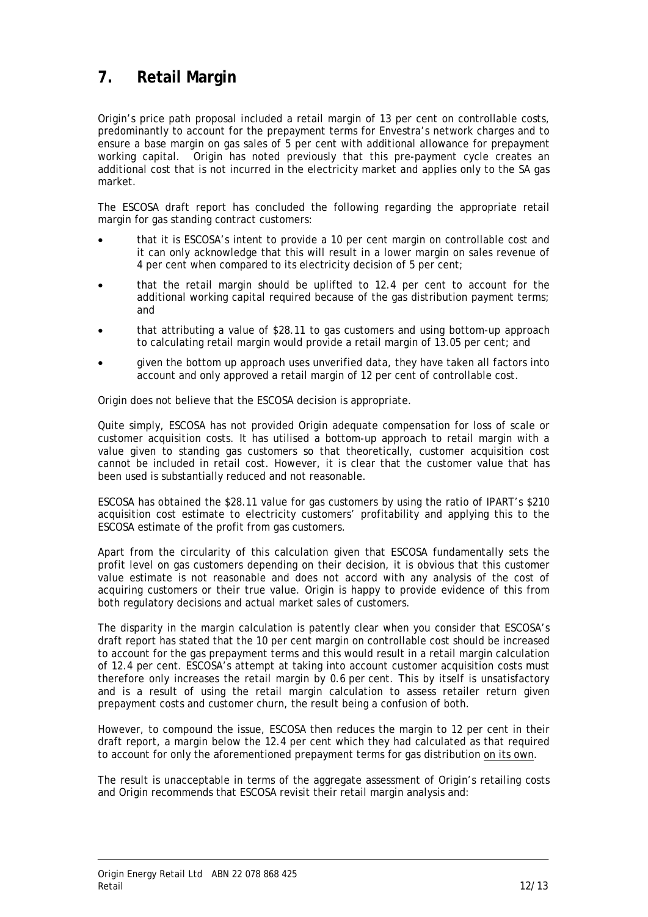## 7. Retail Margin

Origin's price path proposal included a retail margin of 13 per cent on controllable costs, predominantly to account for the prepayment terms for Envestra's network charges and to ensure a base margin on gas sales of 5 per cent with additional allowance for prepayment working capital. Origin has noted previously that this pre-payment cycle creates an additional cost that is not incurred in the electricity market and applies only to the SA gas market.

The ESCOSA draft report has concluded the following regarding the appropriate retail margin for gas standing contract customers:

- that it is ESCOSA's intent to provide a 10 per cent margin on controllable cost and it can only acknowledge that this will result in a lower margin on sales revenue of 4 per cent when compared to its electricity decision of 5 per cent;
- that the retail margin should be uplifted to 12.4 per cent to account for the additional working capital required because of the gas distribution payment terms; and
- that attributing a value of $28.11 to gas customers and using bottom-up approach to calculating retail margin would provide a retail margin of 13.05 per cent; and
- given the bottom up approach uses unverified data, they have taken all factors into account and only approved a retail margin of 12 per cent of controllable cost.

Origin does not believe that the ESCOSA decision is appropriate.

Quite simply, ESCOSA has not provided Origin adequate compensation for loss of scale or customer acquisition costs. It has utilised a bottom-up approach to retail margin with a value given to standing gas customers so that theoretically, customer acquisition cost cannot be included in retail cost. However, it is clear that the customer value that has been used is substantially reduced and not reasonable.

ESCOSA has obtained the $28.11 value for gas customers by using the ratio of IPART's $210 acquisition cost estimate to electricity customers' profitability and applying this to the ESCOSA estimate of the profit from gas customers.

Apart from the circularity of this calculation given that ESCOSA fundamentally sets the profit level on gas customers depending on their decision, it is obvious that this customer value estimate is not reasonable and does not accord with any analysis of the cost of acquiring customers or their true value. Origin is happy to provide evidence of this from both regulatory decisions and actual market sales of customers.

The disparity in the margin calculation is patently clear when you consider that ESCOSA's draft report has stated that the 10 per cent margin on controllable cost should be increased to account for the gas prepayment terms and this would result in a retail margin calculation of 12.4 per cent. ESCOSA's attempt at taking into account customer acquisition costs must therefore only increases the retail margin by 0.6 per cent. This by itself is unsatisfactory and is a result of using the retail margin calculation to assess retailer return given prepayment costs and customer churn, the result being a confusion of both.

However, to compound the issue, ESCOSA then reduces the margin to 12 per cent in their draft report, a margin below the 12.4 per cent which they had calculated as that required to account for only the aforementioned prepayment terms for gas distribution on its own.

The result is unacceptable in terms of the aggregate assessment of Origin's retailing costs and Origin recommends that ESCOSA revisit their retail margin analysis and: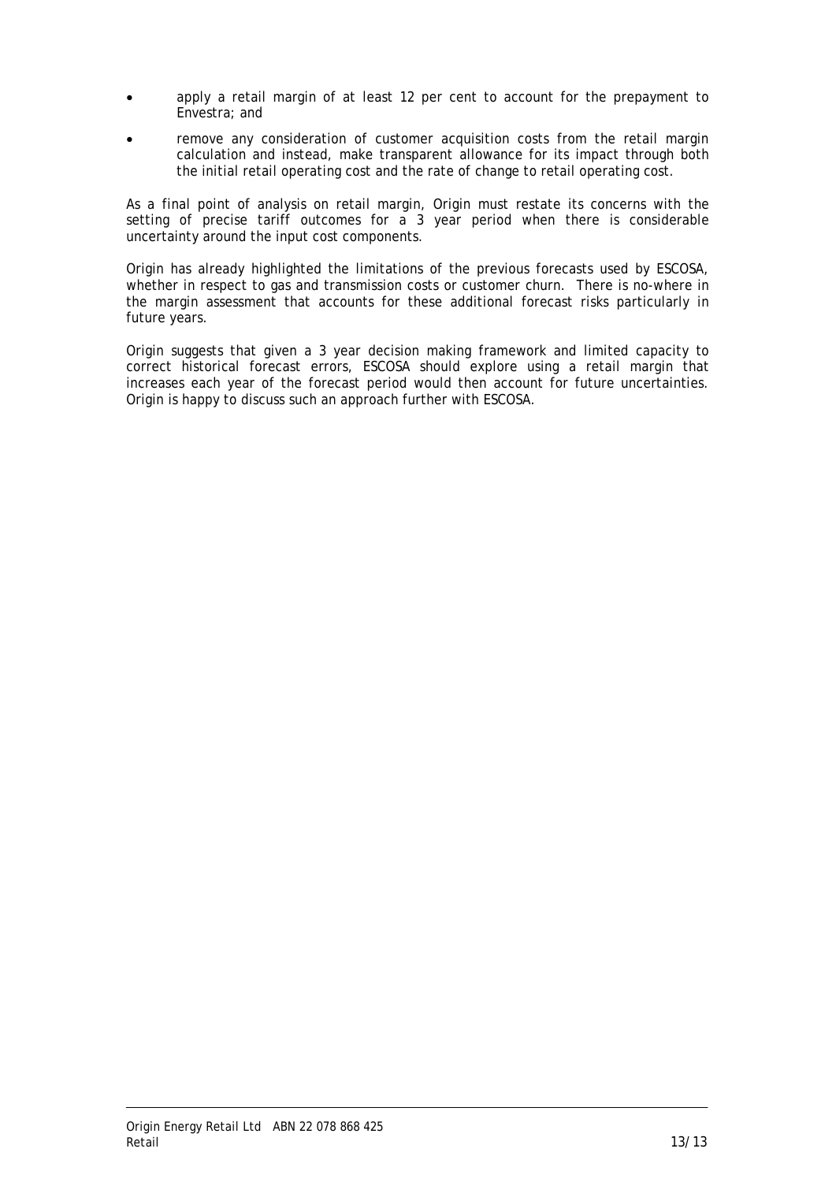- apply a retail margin of at least 12 per cent to account for the prepayment to Envestra; and
- remove any consideration of customer acquisition costs from the retail margin calculation and instead, make transparent allowance for its impact through both the initial retail operating cost and the rate of change to retail operating cost.

As a final point of analysis on retail margin, Origin must restate its concerns with the setting of precise tariff outcomes for a 3 year period when there is considerable uncertainty around the input cost components.

Origin has already highlighted the limitations of the previous forecasts used by ESCOSA, whether in respect to gas and transmission costs or customer churn. There is no-where in the margin assessment that accounts for these additional forecast risks particularly in future years.

Origin suggests that given a 3 year decision making framework and limited capacity to correct historical forecast errors, ESCOSA should explore using a retail margin that increases each year of the forecast period would then account for future uncertainties. Origin is happy to discuss such an approach further with ESCOSA.